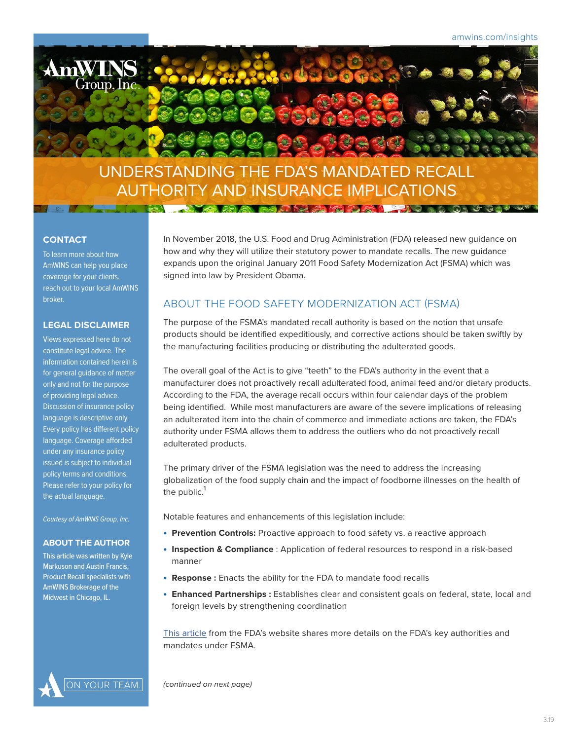# UNDERSTANDING THE FDA'S MANDATED RECALL AUTHORITY AND INSURANCE IMPLICATIONS

In November 2018, the U.S. Food and Drug Administration (FDA) released new guidance on how and why they will utilize their statutory power to mandate recalls. The new guidance expands upon the original January 2011 Food Safety Modernization Act (FSMA) which was signed into law by President Obama.

## ABOUT THE FOOD SAFETY MODERNIZATION ACT (FSMA)

The purpose of the FSMA's mandated recall authority is based on the notion that unsafe products should be identified expeditiously, and corrective actions should be taken swiftly by the manufacturing facilities producing or distributing the adulterated goods.

The overall goal of the Act is to give "teeth" to the FDA's authority in the event that a manufacturer does not proactively recall adulterated food, animal feed and/or dietary products. According to the FDA, the average recall occurs within four calendar days of the problem being identified. While most manufacturers are aware of the severe implications of releasing an adulterated item into the chain of commerce and immediate actions are taken, the FDA's authority under FSMA allows them to address the outliers who do not proactively recall adulterated products.

The primary driver of the FSMA legislation was the need to address the increasing globalization of the food supply chain and the impact of foodborne illnesses on the health of the public.[1]

Notable features and enhancements of this legislation include:

- **Prevention Controls:** Proactive approach to food safety vs. a reactive approach
- **Inspection & Compliance** : Application of federal resources to respond in a risk-based manner
- **Response :** Enacts the ability for the FDA to mandate food recalls
- **Enhanced Partnerships :** Establishes clear and consistent goals on federal, state, local and foreign levels by strengthening coordination

This article from the FDA's website shares more details on the FDA's key authorities and mandates under FSMA.

*(continued on next page)*

### CONTACT

To learn more about how AmWINS can help you place coverage for your clients, reach out to your local AmWINS broker.

### LEGAL DISCLAIMER

Views expressed here do not constitute legal advice. The information contained herein is for general guidance of matter only and not for the purpose of providing legal advice. Discussion of insurance policy language is descriptive only. Every policy has different policy language. Coverage afforded under any insurance policy issued is subject to individual policy terms and conditions. Please refer to your policy for the actual language.

*Courtesy of AmWINS Group, Inc.*

### ABOUT THE AUTHOR

This article was written by Kyle Markuson and Austin Francis, Product Recall specialists with AmWINS Brokerage of the Midwest in Chicago, IL.

ON YOUR TEAM.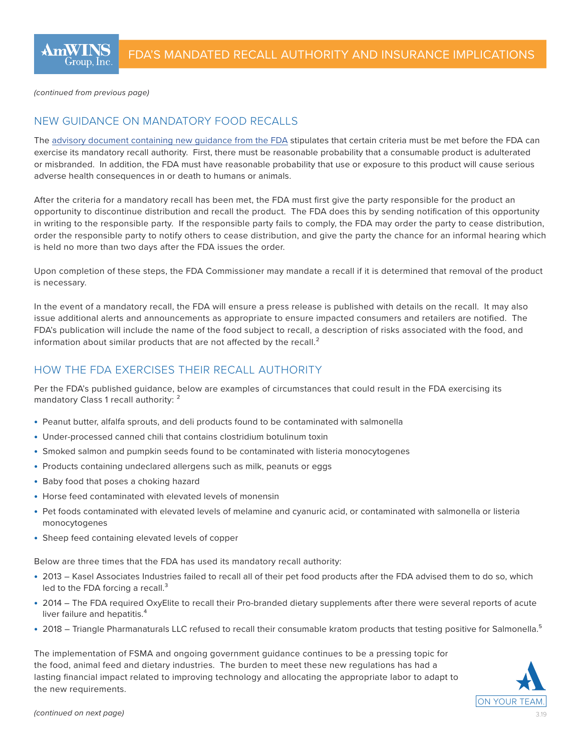*(continued from previous page)*

## NEW GUIDANCE ON MANDATORY FOOD RECALLS

The advisory document containing new guidance from the FDA stipulates that certain criteria must be met before the FDA can exercise its mandatory recall authority. First, there must be reasonable probability that a consumable product is adulterated or misbranded. In addition, the FDA must have reasonable probability that use or exposure to this product will cause serious adverse health consequences in or death to humans or animals.

After the criteria for a mandatory recall has been met, the FDA must first give the party responsible for the product an opportunity to discontinue distribution and recall the product. The FDA does this by sending notification of this opportunity in writing to the responsible party. If the responsible party fails to comply, the FDA may order the party to cease distribution, order the responsible party to notify others to cease distribution, and give the party the chance for an informal hearing which is held no more than two days after the FDA issues the order.

Upon completion of these steps, the FDA Commissioner may mandate a recall if it is determined that removal of the product is necessary.

In the event of a mandatory recall, the FDA will ensure a press release is published with details on the recall. It may also issue additional alerts and announcements as appropriate to ensure impacted consumers and retailers are notified. The FDA's publication will include the name of the food subject to recall, a description of risks associated with the food, and information about similar products that are not affected by the recall.[2]

## HOW THE FDA EXERCISES THEIR RECALL AUTHORITY

Per the FDA's published guidance, below are examples of circumstances that could result in the FDA exercising its mandatory Class 1 recall authority: [2]

- Peanut butter, alfalfa sprouts, and deli products found to be contaminated with salmonella
- Under-processed canned chili that contains clostridium botulinum toxin
- Smoked salmon and pumpkin seeds found to be contaminated with listeria monocytogenes
- Products containing undeclared allergens such as milk, peanuts or eggs
- Baby food that poses a choking hazard
- Horse feed contaminated with elevated levels of monensin
- Pet foods contaminated with elevated levels of melamine and cyanuric acid, or contaminated with salmonella or listeria monocytogenes
- Sheep feed containing elevated levels of copper

Below are three times that the FDA has used its mandatory recall authority:

- 2013 – Kasel Associates Industries failed to recall all of their pet food products after the FDA advised them to do so, which led to the FDA forcing a recall.[3]
- 2014 – The FDA required OxyElite to recall their Pro-branded dietary supplements after there were several reports of acute liver failure and hepatitis.[4]
- 2018 – Triangle Pharmanaturals LLC refused to recall their consumable kratom products that testing positive for Salmonella.[5]

The implementation of FSMA and ongoing government guidance continues to be a pressing topic for the food, animal feed and dietary industries. The burden to meet these new regulations has had a lasting financial impact related to improving technology and allocating the appropriate labor to adapt to the new requirements.

*(continued on next page)*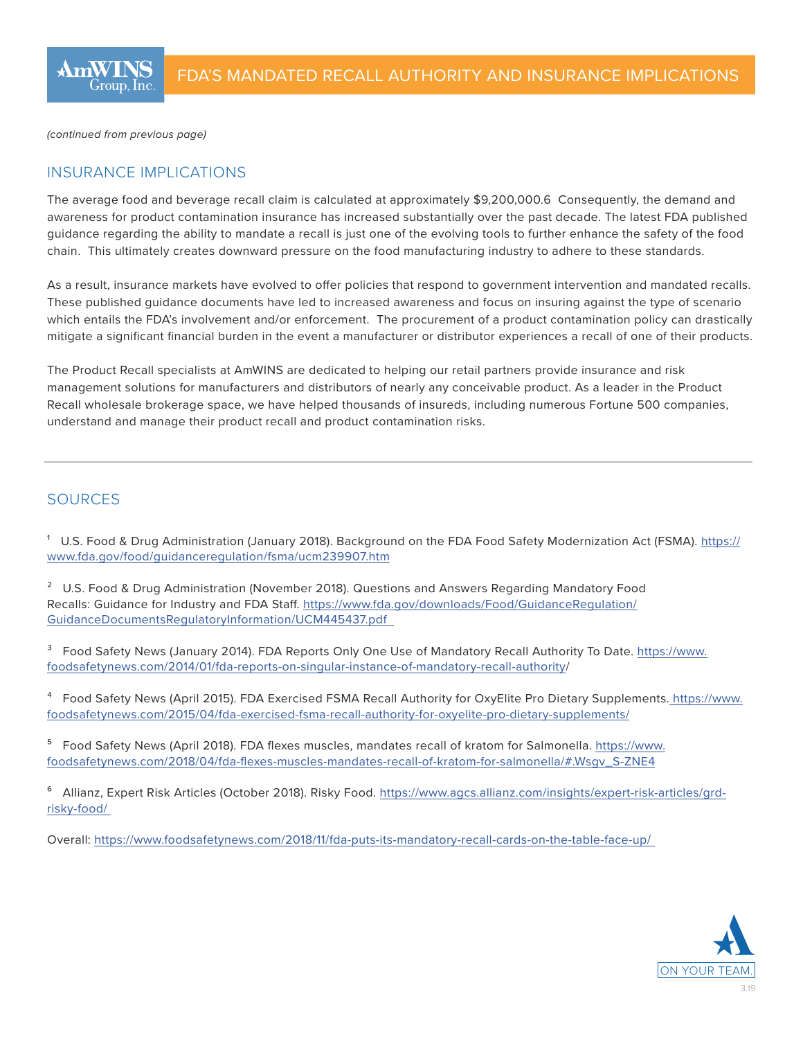*(continued from previous page)*

## INSURANCE IMPLICATIONS

The average food and beverage recall claim is calculated at approximately $9,200,000.[6] Consequently, the demand and awareness for product contamination insurance has increased substantially over the past decade. The latest FDA published guidance regarding the ability to mandate a recall is just one of the evolving tools to further enhance the safety of the food chain. This ultimately creates downward pressure on the food manufacturing industry to adhere to these standards.

As a result, insurance markets have evolved to offer policies that respond to government intervention and mandated recalls. These published guidance documents have led to increased awareness and focus on insuring against the type of scenario which entails the FDA's involvement and/or enforcement. The procurement of a product contamination policy can drastically mitigate a significant financial burden in the event a manufacturer or distributor experiences a recall of one of their products.

The Product Recall specialists at AmWINS are dedicated to helping our retail partners provide insurance and risk management solutions for manufacturers and distributors of nearly any conceivable product. As a leader in the Product Recall wholesale brokerage space, we have helped thousands of insureds, including numerous Fortune 500 companies, understand and manage their product recall and product contamination risks.

---

## SOURCES

[1] U.S. Food & Drug Administration (January 2018). Background on the FDA Food Safety Modernization Act (FSMA). https://www.fda.gov/food/guidanceregulation/fsma/ucm239907.htm

[2] U.S. Food & Drug Administration (November 2018). Questions and Answers Regarding Mandatory Food Recalls: Guidance for Industry and FDA Staff. https://www.fda.gov/downloads/Food/GuidanceRegulation/GuidanceDocumentsRegulatoryInformation/UCM445437.pdf

[3] Food Safety News (January 2014). FDA Reports Only One Use of Mandatory Recall Authority To Date. https://www.foodsafetynews.com/2014/01/fda-reports-on-singular-instance-of-mandatory-recall-authority/

[4] Food Safety News (April 2015). FDA Exercised FSMA Recall Authority for OxyElite Pro Dietary Supplements. https://www.foodsafetynews.com/2015/04/fda-exercised-fsma-recall-authority-for-oxyelite-pro-dietary-supplements/

[5] Food Safety News (April 2018). FDA flexes muscles, mandates recall of kratom for Salmonella. https://www.foodsafetynews.com/2018/04/fda-flexes-muscles-mandates-recall-of-kratom-for-salmonella/#.Wsgv_S-ZNE4

[6] Allianz, Expert Risk Articles (October 2018). Risky Food. https://www.agcs.allianz.com/insights/expert-risk-articles/grd-risky-food/

Overall: https://www.foodsafetynews.com/2018/11/fda-puts-its-mandatory-recall-cards-on-the-table-face-up/

ON YOUR TEAM.